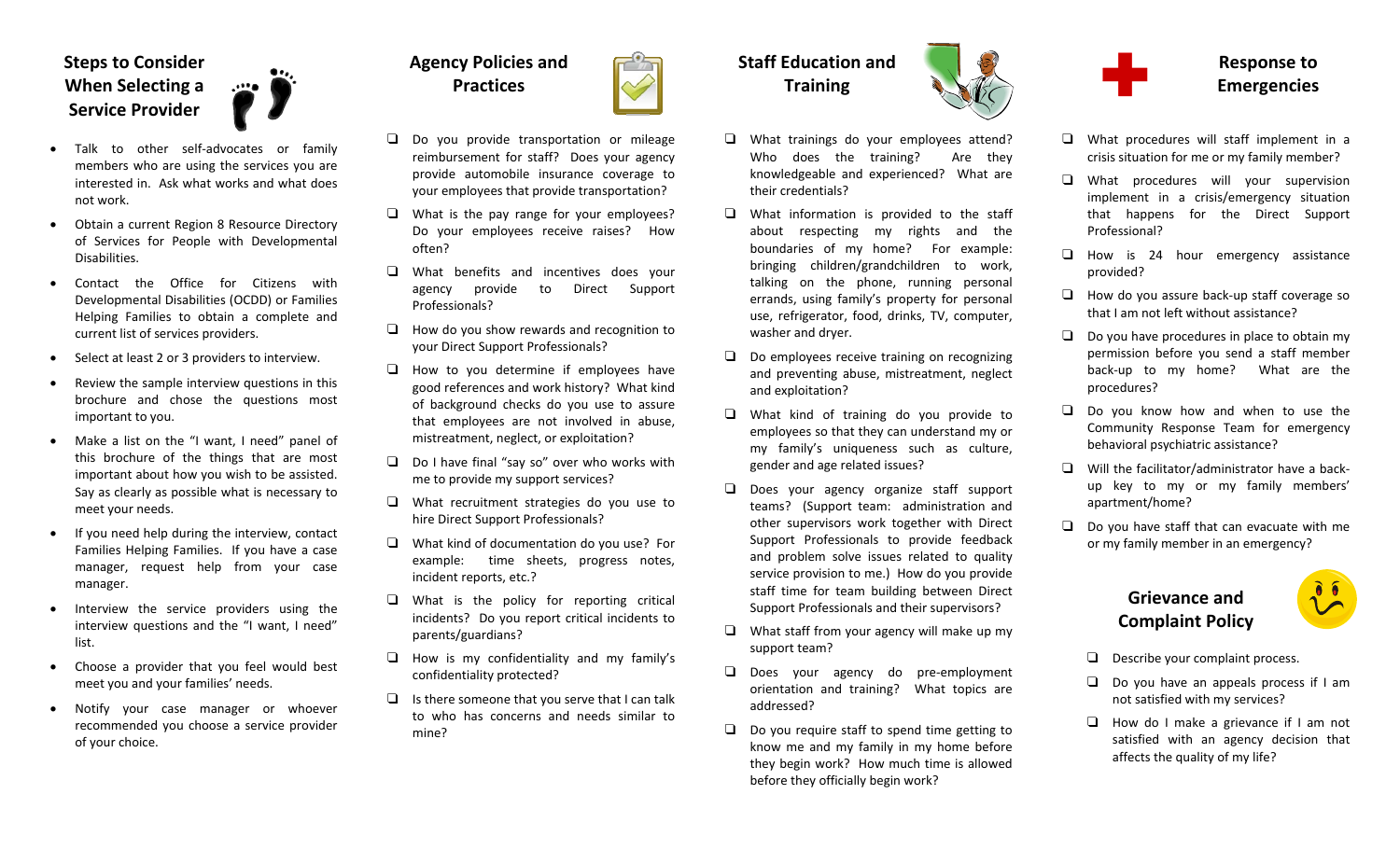## Steps to Consider When Selecting a Service Provider

- Talk to other self-advocates or family members who are using the services you are interested in. Ask what works and what does not work.
- Obtain a current Region 8 Resource Directory of Services for People with Developmental Disabilities.
- Contact the Office for Citizens with Developmental Disabilities (OCDD) or Families Helping Families to obtain a complete and current list of services providers.
- Select at least 2 or 3 providers to interview.
- Review the sample interview questions in this brochure and chose the questions most important to you.
- Make a list on the "I want, I need" panel of this brochure of the things that are most important about how you wish to be assisted. Say as clearly as possible what is necessary to meet your needs.
- If you need help during the interview, contact Families Helping Families. If you have a case manager, request help from your case manager.
- Interview the service providers using the interview questions and the "I want, I need" list.
- Choose a provider that you feel would best meet you and your families' needs.
- Notify your case manager or whoever recommended you choose a service provider of your choice.

## Agency Policies and Practices

- ❑ Do you provide transportation or mileage reimbursement for staff? Does your agency provide automobile insurance coverage to your employees that provide transportation?
- ❑ What is the pay range for your employees? Do your employees receive raises? How often?
- ❑ What benefits and incentives does your agency provide to Direct Support Professionals?
- ❑ How do you show rewards and recognition to your Direct Support Professionals?
- ❑ How to you determine if employees have good references and work history? What kind of background checks do you use to assure that employees are not involved in abuse, mistreatment, neglect, or exploitation?
- ❑ Do I have final "say so" over who works with me to provide my support services?
- ❑ What recruitment strategies do you use to hire Direct Support Professionals?
- ❑ What kind of documentation do you use? For example: time sheets, progress notes, incident reports, etc.?
- ❑ What is the policy for reporting critical incidents? Do you report critical incidents to parents/guardians?
- ❑ How is my confidentiality and my family's confidentiality protected?
- ❑ Is there someone that you serve that I can talk to who has concerns and needs similar to mine?

## Staff Education and Training

- ❑ What trainings do your employees attend? Who does the training? Are they knowledgeable and experienced? What are their credentials?
- ❑ What information is provided to the staff about respecting my rights and the boundaries of my home? For example: bringing children/grandchildren to work, talking on the phone, running personal errands, using family's property for personal use, refrigerator, food, drinks, TV, computer, washer and dryer.
- ❑ Do employees receive training on recognizing and preventing abuse, mistreatment, neglect and exploitation?
- ❑ What kind of training do you provide to employees so that they can understand my or my family's uniqueness such as culture, gender and age related issues?
- ❑ Does your agency organize staff support teams? (Support team: administration and other supervisors work together with Direct Support Professionals to provide feedback and problem solve issues related to quality service provision to me.) How do you provide staff time for team building between Direct Support Professionals and their supervisors?
- ❑ What staff from your agency will make up my support team?
- ❑ Does your agency do pre-employment orientation and training? What topics are addressed?
- ❑ Do you require staff to spend time getting to know me and my family in my home before they begin work? How much time is allowed before they officially begin work?

## Response to Emergencies

- ❑ What procedures will staff implement in a crisis situation for me or my family member?
- ❑ What procedures will your supervision implement in a crisis/emergency situation that happens for the Direct Support Professional?
- ❑ How is 24 hour emergency assistance provided?
- ❑ How do you assure back-up staff coverage so that I am not left without assistance?
- ❑ Do you have procedures in place to obtain my permission before you send a staff member back-up to my home? What are the procedures?
- ❑ Do you know how and when to use the Community Response Team for emergency behavioral psychiatric assistance?
- ❑ Will the facilitator/administrator have a back-up key to my or my family members' apartment/home?
- ❑ Do you have staff that can evacuate with me or my family member in an emergency?

## Grievance and Complaint Policy

- ❑ Describe your complaint process.
- ❑ Do you have an appeals process if I am not satisfied with my services?
- ❑ How do I make a grievance if I am not satisfied with an agency decision that affects the quality of my life?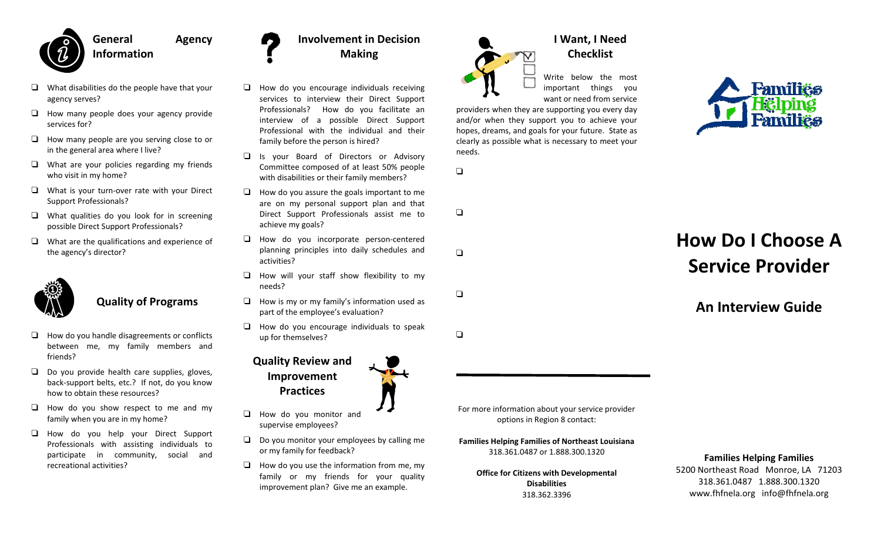## General Agency Information

- ❑ What disabilities do the people have that your agency serves?
- ❑ How many people does your agency provide services for?
- ❑ How many people are you serving close to or in the general area where I live?
- ❑ What are your policies regarding my friends who visit in my home?
- ❑ What is your turn-over rate with your Direct Support Professionals?
- ❑ What qualities do you look for in screening possible Direct Support Professionals?
- ❑ What are the qualifications and experience of the agency's director?

## Quality of Programs

- ❑ How do you handle disagreements or conflicts between me, my family members and friends?
- ❑ Do you provide health care supplies, gloves, back-support belts, etc.? If not, do you know how to obtain these resources?
- ❑ How do you show respect to me and my family when you are in my home?
- ❑ How do you help your Direct Support Professionals with assisting individuals to participate in community, social and recreational activities?

## Involvement in Decision Making

- ❑ How do you encourage individuals receiving services to interview their Direct Support Professionals? How do you facilitate an interview of a possible Direct Support Professional with the individual and their family before the person is hired?
- ❑ Is your Board of Directors or Advisory Committee composed of at least 50% people with disabilities or their family members?
- ❑ How do you assure the goals important to me are on my personal support plan and that Direct Support Professionals assist me to achieve my goals?
- ❑ How do you incorporate person-centered planning principles into daily schedules and activities?
- ❑ How will your staff show flexibility to my needs?
- ❑ How is my or my family's information used as part of the employee's evaluation?
- ❑ How do you encourage individuals to speak up for themselves?

## Quality Review and Improvement Practices

- ❑ How do you monitor and supervise employees?
- ❑ Do you monitor your employees by calling me or my family for feedback?
- ❑ How do you use the information from me, my family or my friends for your quality improvement plan? Give me an example.

## I Want, I Need Checklist

Write below the most important things you want or need from service providers when they are supporting you every day and/or when they support you to achieve your hopes, dreams, and goals for your future. State as clearly as possible what is necessary to meet your needs.

- ❑
- ❑
- ❑
- ❑
- ❑

---

For more information about your service provider options in Region 8 contact:

**Families Helping Families of Northeast Louisiana**
318.361.0487 or 1.888.300.1320

**Office for Citizens with Developmental Disabilities**
318.362.3396

Families Helping Families

# How Do I Choose A Service Provider

## An Interview Guide

**Families Helping Families**
5200 Northeast Road Monroe, LA 71203
318.361.0487 1.888.300.1320
www.fhfnela.org info@fhfnela.org